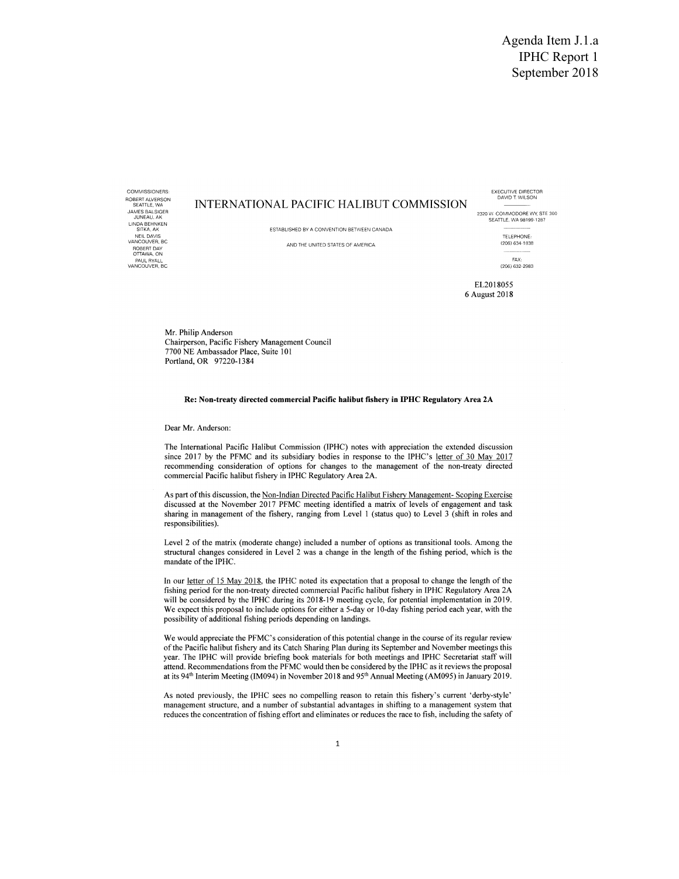Agenda Item J.1.a
IPHC Report 1
September 2018

COMMISSIONERS:
ROBERT ALVERSON
SEATTLE, WA
JAMES BALSIGER
JUNEAU, AK
LINDA BEHNKEN
SITKA, AK
NEIL DAVIS
VANCOUVER, BC
ROBERT DAY
OTTAWA, ON
PAUL RYALL
VANCOUVER, BC

# INTERNATIONAL PACIFIC HALIBUT COMMISSION

ESTABLISHED BY A CONVENTION BETWEEN CANADA

AND THE UNITED STATES OF AMERICA

EXECUTIVE DIRECTOR
DAVID T. WILSON

2320 W. COMMODORE WY, STE 300
SEATTLE, WA 98199-1287

TELEPHONE:
(206) 634-1838

FAX:
(206) 632-2983

EL2018055
6 August 2018

Mr. Philip Anderson
Chairperson, Pacific Fishery Management Council
7700 NE Ambassador Place, Suite 101
Portland, OR 97220-1384

**Re: Non-treaty directed commercial Pacific halibut fishery in IPHC Regulatory Area 2A**

Dear Mr. Anderson:

The International Pacific Halibut Commission (IPHC) notes with appreciation the extended discussion since 2017 by the PFMC and its subsidiary bodies in response to the IPHC's letter of 30 May 2017 recommending consideration of options for changes to the management of the non-treaty directed commercial Pacific halibut fishery in IPHC Regulatory Area 2A.

As part of this discussion, the Non-Indian Directed Pacific Halibut Fishery Management- Scoping Exercise discussed at the November 2017 PFMC meeting identified a matrix of levels of engagement and task sharing in management of the fishery, ranging from Level 1 (status quo) to Level 3 (shift in roles and responsibilities).

Level 2 of the matrix (moderate change) included a number of options as transitional tools. Among the structural changes considered in Level 2 was a change in the length of the fishing period, which is the mandate of the IPHC.

In our letter of 15 May 2018, the IPHC noted its expectation that a proposal to change the length of the fishing period for the non-treaty directed commercial Pacific halibut fishery in IPHC Regulatory Area 2A will be considered by the IPHC during its 2018-19 meeting cycle, for potential implementation in 2019. We expect this proposal to include options for either a 5-day or 10-day fishing period each year, with the possibility of additional fishing periods depending on landings.

We would appreciate the PFMC's consideration of this potential change in the course of its regular review of the Pacific halibut fishery and its Catch Sharing Plan during its September and November meetings this year. The IPHC will provide briefing book materials for both meetings and IPHC Secretariat staff will attend. Recommendations from the PFMC would then be considered by the IPHC as it reviews the proposal at its 94th Interim Meeting (IM094) in November 2018 and 95th Annual Meeting (AM095) in January 2019.

As noted previously, the IPHC sees no compelling reason to retain this fishery's current 'derby-style' management structure, and a number of substantial advantages in shifting to a management system that reduces the concentration of fishing effort and eliminates or reduces the race to fish, including the safety of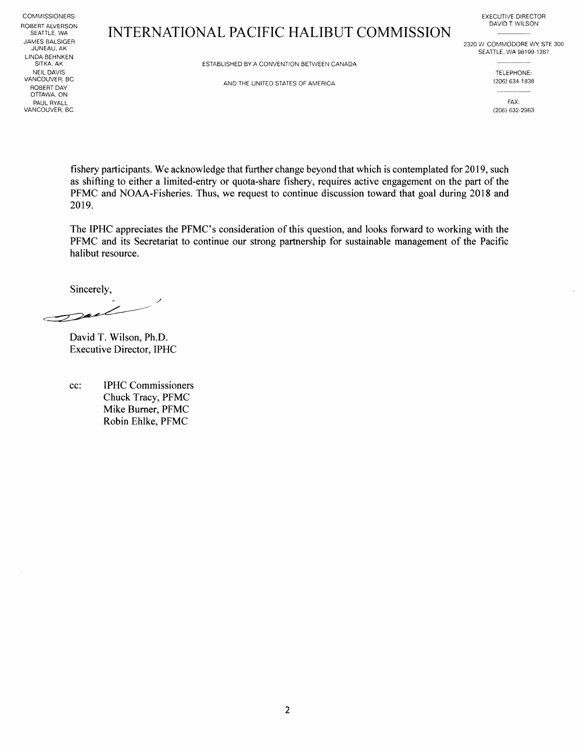COMMISSIONERS:
ROBERT ALVERSON
SEATTLE, WA
JAMES BALSIGER
JUNEAU, AK
LINDA BEHNKEN
SITKA, AK
NEIL DAVIS
VANCOUVER, BC
ROBERT DAY
OTTAWA, ON
PAUL RYALL
VANCOUVER, BC

# INTERNATIONAL PACIFIC HALIBUT COMMISSION

ESTABLISHED BY A CONVENTION BETWEEN CANADA

AND THE UNITED STATES OF AMERICA

EXECUTIVE DIRECTOR
DAVID T. WILSON

2320 W. COMMODORE WY, STE 300
SEATTLE, WA 98199-1287

TELEPHONE:
(206) 634-1838

FAX:
(206) 632-2983

fishery participants. We acknowledge that further change beyond that which is contemplated for 2019, such as shifting to either a limited-entry or quota-share fishery, requires active engagement on the part of the PFMC and NOAA-Fisheries. Thus, we request to continue discussion toward that goal during 2018 and 2019.

The IPHC appreciates the PFMC's consideration of this question, and looks forward to working with the PFMC and its Secretariat to continue our strong partnership for sustainable management of the Pacific halibut resource.

Sincerely,

David T. Wilson, Ph.D.
Executive Director, IPHC

cc: IPHC Commissioners
Chuck Tracy, PFMC
Mike Burner, PFMC
Robin Ehlke, PFMC